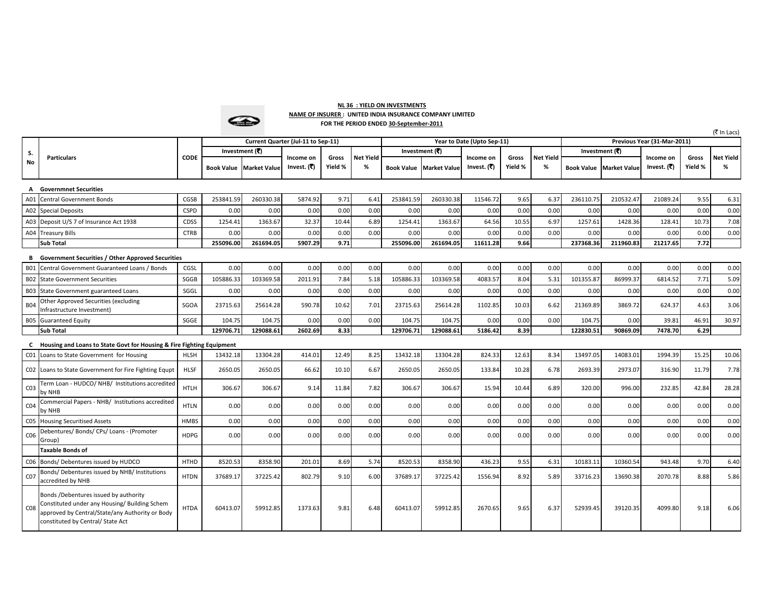**NL 36 : YIELD ON INVESTMENTS**
**NAME OF INSURER : UNITED INDIA INSURANCE COMPANY LIMITED**
**FOR THE PERIOD ENDED 30-September-2011**

(₹ In Lacs)

| S. No | Particulars | CODE | Current Quarter (Jul-11 to Sep-11) | | | | | Year to Date (Upto Sep-11) | | | | | Previous Year (31-Mar-2011) | | | | |
|---|---|---|---|---|---|---|---|---|---|---|---|---|---|---|---|---|---|
| | | | Investment (₹) | | Income on Invest. (₹) | Gross Yield % | Net Yield % | Investment (₹) | | Income on Invest. (₹) | Gross Yield % | Net Yield % | Investment (₹) | | Income on Invest. (₹) | Gross Yield % | Net Yield % |
| | | | Book Value | Market Value | | | | Book Value | Market Value | | | | Book Value | Market Value | | | |
| A | **Governmnet Securities** | | | | | | | | | | | | | | | | |
| A01 | Central Government Bonds | CGSB | 253841.59 | 260330.38 | 5874.92 | 9.71 | 6.41 | 253841.59 | 260330.38 | 11546.72 | 9.65 | 6.37 | 236110.75 | 210532.47 | 21089.24 | 9.55 | 6.31 |
| A02 | Special Deposits | CSPD | 0.00 | 0.00 | 0.00 | 0.00 | 0.00 | 0.00 | 0.00 | 0.00 | 0.00 | 0.00 | 0.00 | 0.00 | 0.00 | 0.00 | 0.00 |
| A03 | Deposit U/S 7 of Insurance Act 1938 | CDSS | 1254.41 | 1363.67 | 32.37 | 10.44 | 6.89 | 1254.41 | 1363.67 | 64.56 | 10.55 | 6.97 | 1257.61 | 1428.36 | 128.41 | 10.73 | 7.08 |
| A04 | Treasury Bills | CTRB | 0.00 | 0.00 | 0.00 | 0.00 | 0.00 | 0.00 | 0.00 | 0.00 | 0.00 | 0.00 | 0.00 | 0.00 | 0.00 | 0.00 | 0.00 |
| | **Sub Total** | | **255096.00** | **261694.05** | **5907.29** | **9.71** | | **255096.00** | **261694.05** | **11611.28** | **9.66** | | **237368.36** | **211960.83** | **21217.65** | **7.72** | |
| B | **Government Securities / Other Approved Securities** | | | | | | | | | | | | | | | | |
| B01 | Central Government Guaranteed Loans / Bonds | CGSL | 0.00 | 0.00 | 0.00 | 0.00 | 0.00 | 0.00 | 0.00 | 0.00 | 0.00 | 0.00 | 0.00 | 0.00 | 0.00 | 0.00 | 0.00 |
| B02 | State Government Securities | SGGB | 105886.33 | 103369.58 | 2011.91 | 7.84 | 5.18 | 105886.33 | 103369.58 | 4083.57 | 8.04 | 5.31 | 101355.87 | 86999.37 | 6814.52 | 7.71 | 5.09 |
| B03 | State Government guaranteed Loans | SGGL | 0.00 | 0.00 | 0.00 | 0.00 | 0.00 | 0.00 | 0.00 | 0.00 | 0.00 | 0.00 | 0.00 | 0.00 | 0.00 | 0.00 | 0.00 |
| B04 | Other Approved Securities (excluding Infrastructure Investment) | SGOA | 23715.63 | 25614.28 | 590.78 | 10.62 | 7.01 | 23715.63 | 25614.28 | 1102.85 | 10.03 | 6.62 | 21369.89 | 3869.72 | 624.37 | 4.63 | 3.06 |
| B05 | Guaranteed Equity | SGGE | 104.75 | 104.75 | 0.00 | 0.00 | 0.00 | 104.75 | 104.75 | 0.00 | 0.00 | 0.00 | 104.75 | 0.00 | 39.81 | 46.91 | 30.97 |
| | **Sub Total** | | **129706.71** | **129088.61** | **2602.69** | **8.33** | | **129706.71** | **129088.61** | **5186.42** | **8.39** | | **122830.51** | **90869.09** | **7478.70** | **6.29** | |
| C | **Housing and Loans to State Govt for Housing & Fire Fighting Equipment** | | | | | | | | | | | | | | | | |
| C01 | Loans to State Government for Housing | HLSH | 13432.18 | 13304.28 | 414.01 | 12.49 | 8.25 | 13432.18 | 13304.28 | 824.33 | 12.63 | 8.34 | 13497.05 | 14083.01 | 1994.39 | 15.25 | 10.06 |
| C02 | Loans to State Government for Fire Fighting Equpt | HLSF | 2650.05 | 2650.05 | 66.62 | 10.10 | 6.67 | 2650.05 | 2650.05 | 133.84 | 10.28 | 6.78 | 2693.39 | 2973.07 | 316.90 | 11.79 | 7.78 |
| C03 | Term Loan - HUDCO/ NHB/ Institutions accredited by NHB | HTLH | 306.67 | 306.67 | 9.14 | 11.84 | 7.82 | 306.67 | 306.67 | 15.94 | 10.44 | 6.89 | 320.00 | 996.00 | 232.85 | 42.84 | 28.28 |
| C04 | Commercial Papers - NHB/ Institutions accredited by NHB | HTLN | 0.00 | 0.00 | 0.00 | 0.00 | 0.00 | 0.00 | 0.00 | 0.00 | 0.00 | 0.00 | 0.00 | 0.00 | 0.00 | 0.00 | 0.00 |
| C05 | Housing Securitised Assets | HMBS | 0.00 | 0.00 | 0.00 | 0.00 | 0.00 | 0.00 | 0.00 | 0.00 | 0.00 | 0.00 | 0.00 | 0.00 | 0.00 | 0.00 | 0.00 |
| C06 | Debentures/ Bonds/ CPs/ Loans - (Promoter Group) | HDPG | 0.00 | 0.00 | 0.00 | 0.00 | 0.00 | 0.00 | 0.00 | 0.00 | 0.00 | 0.00 | 0.00 | 0.00 | 0.00 | 0.00 | 0.00 |
| | **Taxable Bonds of** | | | | | | | | | | | | | | | | |
| C06 | Bonds/ Debentures issued by HUDCO | HTHD | 8520.53 | 8358.90 | 201.01 | 8.69 | 5.74 | 8520.53 | 8358.90 | 436.23 | 9.55 | 6.31 | 10183.11 | 10360.54 | 943.48 | 9.70 | 6.40 |
| C07 | Bonds/ Debentures issued by NHB/ Institutions accredited by NHB | HTDN | 37689.17 | 37225.42 | 802.79 | 9.10 | 6.00 | 37689.17 | 37225.42 | 1556.94 | 8.92 | 5.89 | 33716.23 | 13690.38 | 2070.78 | 8.88 | 5.86 |
| C08 | Bonds /Debentures issued by authority Constituted under any Housing/ Building Schem approved by Central/State/any Authority or Body constituted by Central/ State Act | HTDA | 60413.07 | 59912.85 | 1373.63 | 9.81 | 6.48 | 60413.07 | 59912.85 | 2670.65 | 9.65 | 6.37 | 52939.45 | 39120.35 | 4099.80 | 9.18 | 6.06 |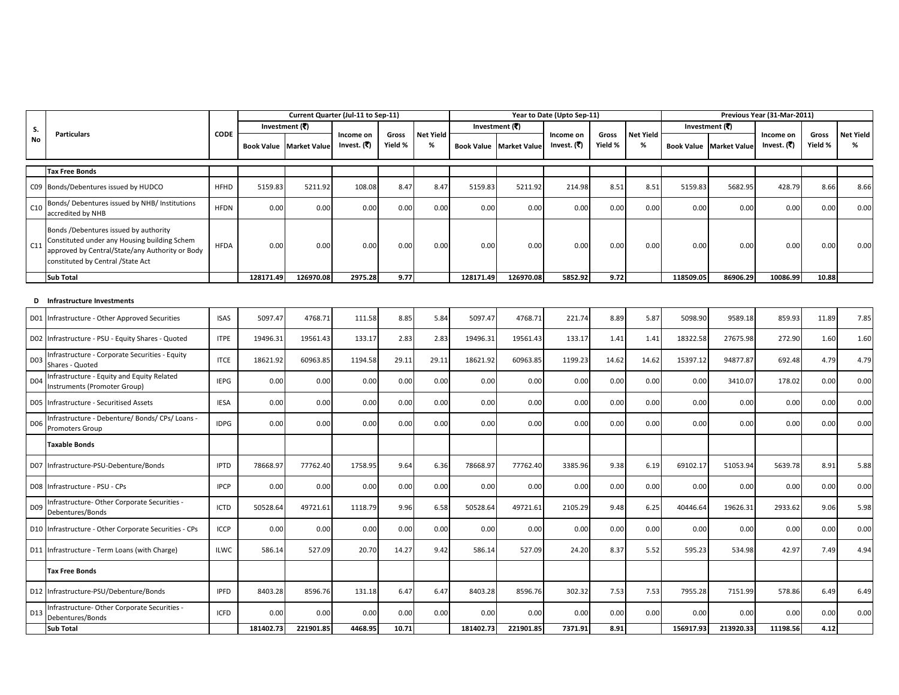| S. No | Particulars | CODE | Current Quarter (Jul-11 to Sep-11) | | | | | Year to Date (Upto Sep-11) | | | | | Previous Year (31-Mar-2011) | | | | |
|---|---|---|---|---|---|---|---|---|---|---|---|---|---|---|---|---|---|
| | | | Investment (₹) | | Income on Invest. (₹) | Gross Yield % | Net Yield % | Investment (₹) | | Income on Invest. (₹) | Gross Yield % | Net Yield % | Investment (₹) | | Income on Invest. (₹) | Gross Yield % | Net Yield % |
| | | | Book Value | Market Value | | | | Book Value | Market Value | | | | Book Value | Market Value | | | |
| | **Tax Free Bonds** | | | | | | | | | | | | | | | | |
| C09 | Bonds/Debentures issued by HUDCO | HFHD | 5159.83 | 5211.92 | 108.08 | 8.47 | 8.47 | 5159.83 | 5211.92 | 214.98 | 8.51 | 8.51 | 5159.83 | 5682.95 | 428.79 | 8.66 | 8.66 |
| C10 | Bonds/ Debentures issued by NHB/ Institutions accredited by NHB | HFDN | 0.00 | 0.00 | 0.00 | 0.00 | 0.00 | 0.00 | 0.00 | 0.00 | 0.00 | 0.00 | 0.00 | 0.00 | 0.00 | 0.00 | 0.00 |
| C11 | Bonds /Debentures issued by authority Constituted under any Housing building Schem approved by Central/State/any Authority or Body constituted by Central /State Act | HFDA | 0.00 | 0.00 | 0.00 | 0.00 | 0.00 | 0.00 | 0.00 | 0.00 | 0.00 | 0.00 | 0.00 | 0.00 | 0.00 | 0.00 | 0.00 |
| | **Sub Total** | | **128171.49** | **126970.08** | **2975.28** | **9.77** | | **128171.49** | **126970.08** | **5852.92** | **9.72** | | **118509.05** | **86906.29** | **10086.99** | **10.88** | |
| **D** | **Infrastructure Investments** | | | | | | | | | | | | | | | | |
| D01 | Infrastructure - Other Approved Securities | ISAS | 5097.47 | 4768.71 | 111.58 | 8.85 | 5.84 | 5097.47 | 4768.71 | 221.74 | 8.89 | 5.87 | 5098.90 | 9589.18 | 859.93 | 11.89 | 7.85 |
| D02 | Infrastructure - PSU - Equity Shares - Quoted | ITPE | 19496.31 | 19561.43 | 133.17 | 2.83 | 2.83 | 19496.31 | 19561.43 | 133.17 | 1.41 | 1.41 | 18322.58 | 27675.98 | 272.90 | 1.60 | 1.60 |
| D03 | Infrastructure - Corporate Securities - Equity Shares - Quoted | ITCE | 18621.92 | 60963.85 | 1194.58 | 29.11 | 29.11 | 18621.92 | 60963.85 | 1199.23 | 14.62 | 14.62 | 15397.12 | 94877.87 | 692.48 | 4.79 | 4.79 |
| D04 | Infrastructure - Equity and Equity Related Instruments (Promoter Group) | IEPG | 0.00 | 0.00 | 0.00 | 0.00 | 0.00 | 0.00 | 0.00 | 0.00 | 0.00 | 0.00 | 0.00 | 3410.07 | 178.02 | 0.00 | 0.00 |
| D05 | Infrastructure - Securitised Assets | IESA | 0.00 | 0.00 | 0.00 | 0.00 | 0.00 | 0.00 | 0.00 | 0.00 | 0.00 | 0.00 | 0.00 | 0.00 | 0.00 | 0.00 | 0.00 |
| D06 | Infrastructure - Debenture/ Bonds/ CPs/ Loans - Promoters Group | IDPG | 0.00 | 0.00 | 0.00 | 0.00 | 0.00 | 0.00 | 0.00 | 0.00 | 0.00 | 0.00 | 0.00 | 0.00 | 0.00 | 0.00 | 0.00 |
| | **Taxable Bonds** | | | | | | | | | | | | | | | | |
| D07 | Infrastructure-PSU-Debenture/Bonds | IPTD | 78668.97 | 77762.40 | 1758.95 | 9.64 | 6.36 | 78668.97 | 77762.40 | 3385.96 | 9.38 | 6.19 | 69102.17 | 51053.94 | 5639.78 | 8.91 | 5.88 |
| D08 | Infrastructure - PSU - CPs | IPCP | 0.00 | 0.00 | 0.00 | 0.00 | 0.00 | 0.00 | 0.00 | 0.00 | 0.00 | 0.00 | 0.00 | 0.00 | 0.00 | 0.00 | 0.00 |
| D09 | Infrastructure- Other Corporate Securities - Debentures/Bonds | ICTD | 50528.64 | 49721.61 | 1118.79 | 9.96 | 6.58 | 50528.64 | 49721.61 | 2105.29 | 9.48 | 6.25 | 40446.64 | 19626.31 | 2933.62 | 9.06 | 5.98 |
| D10 | Infrastructure - Other Corporate Securities - CPs | ICCP | 0.00 | 0.00 | 0.00 | 0.00 | 0.00 | 0.00 | 0.00 | 0.00 | 0.00 | 0.00 | 0.00 | 0.00 | 0.00 | 0.00 | 0.00 |
| D11 | Infrastructure - Term Loans (with Charge) | ILWC | 586.14 | 527.09 | 20.70 | 14.27 | 9.42 | 586.14 | 527.09 | 24.20 | 8.37 | 5.52 | 595.23 | 534.98 | 42.97 | 7.49 | 4.94 |
| | **Tax Free Bonds** | | | | | | | | | | | | | | | | |
| D12 | Infrastructure-PSU/Debenture/Bonds | IPFD | 8403.28 | 8596.76 | 131.18 | 6.47 | 6.47 | 8403.28 | 8596.76 | 302.32 | 7.53 | 7.53 | 7955.28 | 7151.99 | 578.86 | 6.49 | 6.49 |
| D13 | Infrastructure- Other Corporate Securities - Debentures/Bonds | ICFD | 0.00 | 0.00 | 0.00 | 0.00 | 0.00 | 0.00 | 0.00 | 0.00 | 0.00 | 0.00 | 0.00 | 0.00 | 0.00 | 0.00 | 0.00 |
| | **Sub Total** | | **181402.73** | **221901.85** | **4468.95** | **10.71** | | **181402.73** | **221901.85** | **7371.91** | **8.91** | | **156917.93** | **213920.33** | **11198.56** | **4.12** | |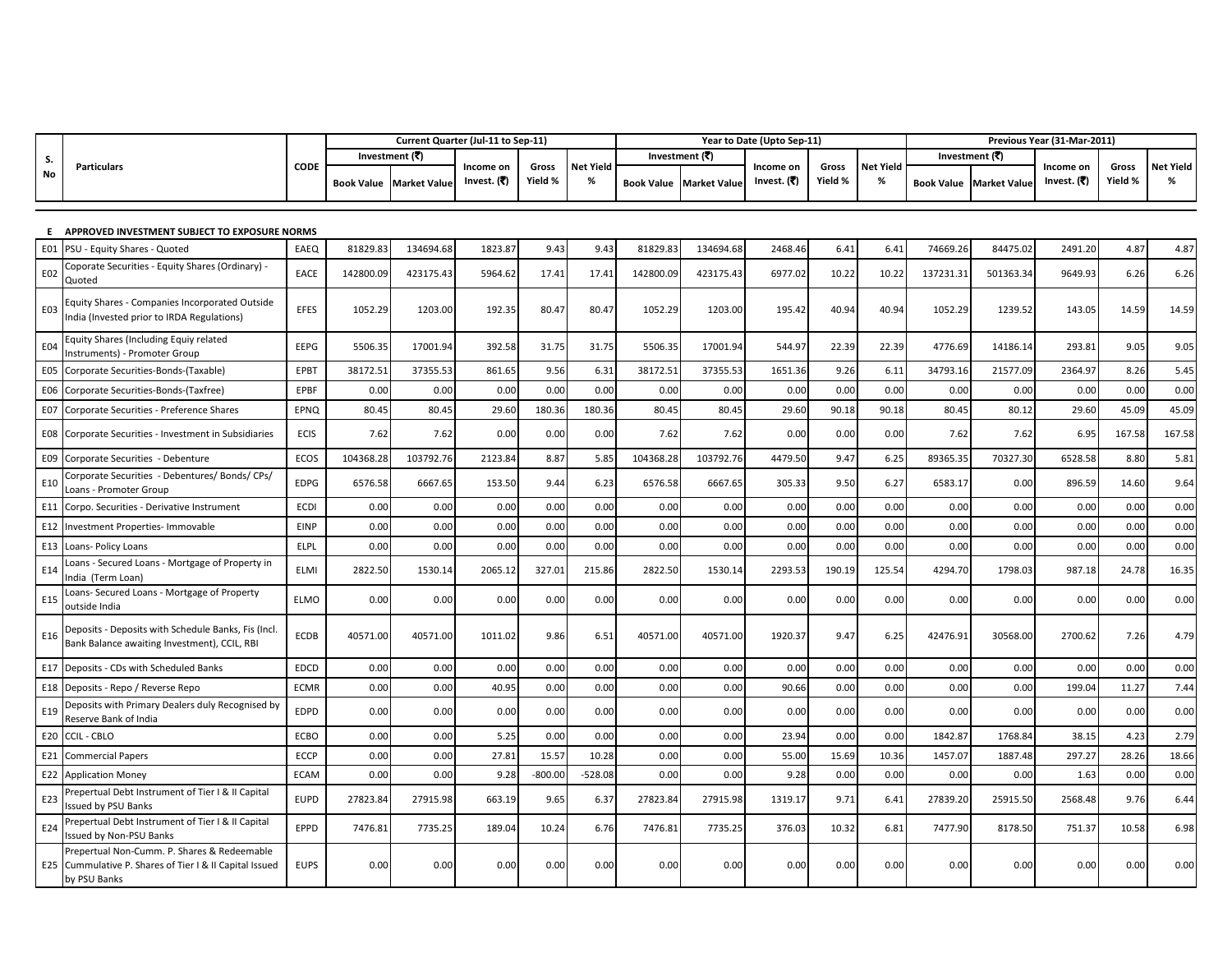| S. No | Particulars | CODE | Current Quarter (Jul-11 to Sep-11) | | | | | Year to Date (Upto Sep-11) | | | | | Previous Year (31-Mar-2011) | | | | |
|---|---|---|---|---|---|---|---|---|---|---|---|---|---|---|---|---|---|
| | | | Investment (₹) | | Income on Invest. (₹) | Gross Yield % | Net Yield % | Investment (₹) | | Income on Invest. (₹) | Gross Yield % | Net Yield % | Investment (₹) | | Income on Invest. (₹) | Gross Yield % | Net Yield % |
| | | | Book Value | Market Value | | | | Book Value | Market Value | | | | Book Value | Market Value | | | |
| E | APPROVED INVESTMENT SUBJECT TO EXPOSURE NORMS | | | | | | | | | | | | | | | | |
| E01 | PSU - Equity Shares - Quoted | EAEQ | 81829.83 | 134694.68 | 1823.87 | 9.43 | 9.43 | 81829.83 | 134694.68 | 2468.46 | 6.41 | 6.41 | 74669.26 | 84475.02 | 2491.20 | 4.87 | 4.87 |
| E02 | Coporate Securities - Equity Shares (Ordinary) - Quoted | EACE | 142800.09 | 423175.43 | 5964.62 | 17.41 | 17.41 | 142800.09 | 423175.43 | 6977.02 | 10.22 | 10.22 | 137231.31 | 501363.34 | 9649.93 | 6.26 | 6.26 |
| E03 | Equity Shares - Companies Incorporated Outside India (Invested prior to IRDA Regulations) | EFES | 1052.29 | 1203.00 | 192.35 | 80.47 | 80.47 | 1052.29 | 1203.00 | 195.42 | 40.94 | 40.94 | 1052.29 | 1239.52 | 143.05 | 14.59 | 14.59 |
| E04 | Equity Shares (Including Equiy related Instruments) - Promoter Group | EEPG | 5506.35 | 17001.94 | 392.58 | 31.75 | 31.75 | 5506.35 | 17001.94 | 544.97 | 22.39 | 22.39 | 4776.69 | 14186.14 | 293.81 | 9.05 | 9.05 |
| E05 | Corporate Securities-Bonds-(Taxable) | EPBT | 38172.51 | 37355.53 | 861.65 | 9.56 | 6.31 | 38172.51 | 37355.53 | 1651.36 | 9.26 | 6.11 | 34793.16 | 21577.09 | 2364.97 | 8.26 | 5.45 |
| E06 | Corporate Securities-Bonds-(Taxfree) | EPBF | 0.00 | 0.00 | 0.00 | 0.00 | 0.00 | 0.00 | 0.00 | 0.00 | 0.00 | 0.00 | 0.00 | 0.00 | 0.00 | 0.00 | 0.00 |
| E07 | Corporate Securities - Preference Shares | EPNQ | 80.45 | 80.45 | 29.60 | 180.36 | 180.36 | 80.45 | 80.45 | 29.60 | 90.18 | 90.18 | 80.45 | 80.12 | 29.60 | 45.09 | 45.09 |
| E08 | Corporate Securities - Investment in Subsidiaries | ECIS | 7.62 | 7.62 | 0.00 | 0.00 | 0.00 | 7.62 | 7.62 | 0.00 | 0.00 | 0.00 | 7.62 | 7.62 | 6.95 | 167.58 | 167.58 |
| E09 | Corporate Securities - Debenture | ECOS | 104368.28 | 103792.76 | 2123.84 | 8.87 | 5.85 | 104368.28 | 103792.76 | 4479.50 | 9.47 | 6.25 | 89365.35 | 70327.30 | 6528.58 | 8.80 | 5.81 |
| E10 | Corporate Securities - Debentures/ Bonds/ CPs/ Loans - Promoter Group | EDPG | 6576.58 | 6667.65 | 153.50 | 9.44 | 6.23 | 6576.58 | 6667.65 | 305.33 | 9.50 | 6.27 | 6583.17 | 0.00 | 896.59 | 14.60 | 9.64 |
| E11 | Corpo. Securities - Derivative Instrument | ECDI | 0.00 | 0.00 | 0.00 | 0.00 | 0.00 | 0.00 | 0.00 | 0.00 | 0.00 | 0.00 | 0.00 | 0.00 | 0.00 | 0.00 | 0.00 |
| E12 | Investment Properties- Immovable | EINP | 0.00 | 0.00 | 0.00 | 0.00 | 0.00 | 0.00 | 0.00 | 0.00 | 0.00 | 0.00 | 0.00 | 0.00 | 0.00 | 0.00 | 0.00 |
| E13 | Loans- Policy Loans | ELPL | 0.00 | 0.00 | 0.00 | 0.00 | 0.00 | 0.00 | 0.00 | 0.00 | 0.00 | 0.00 | 0.00 | 0.00 | 0.00 | 0.00 | 0.00 |
| E14 | Loans - Secured Loans - Mortgage of Property in India (Term Loan) | ELMI | 2822.50 | 1530.14 | 2065.12 | 327.01 | 215.86 | 2822.50 | 1530.14 | 2293.53 | 190.19 | 125.54 | 4294.70 | 1798.03 | 987.18 | 24.78 | 16.35 |
| E15 | Loans- Secured Loans - Mortgage of Property outside India | ELMO | 0.00 | 0.00 | 0.00 | 0.00 | 0.00 | 0.00 | 0.00 | 0.00 | 0.00 | 0.00 | 0.00 | 0.00 | 0.00 | 0.00 | 0.00 |
| E16 | Deposits - Deposits with Schedule Banks, Fis (Incl. Bank Balance awaiting Investment), CCIL, RBI | ECDB | 40571.00 | 40571.00 | 1011.02 | 9.86 | 6.51 | 40571.00 | 40571.00 | 1920.37 | 9.47 | 6.25 | 42476.91 | 30568.00 | 2700.62 | 7.26 | 4.79 |
| E17 | Deposits - CDs with Scheduled Banks | EDCD | 0.00 | 0.00 | 0.00 | 0.00 | 0.00 | 0.00 | 0.00 | 0.00 | 0.00 | 0.00 | 0.00 | 0.00 | 0.00 | 0.00 | 0.00 |
| E18 | Deposits - Repo / Reverse Repo | ECMR | 0.00 | 0.00 | 40.95 | 0.00 | 0.00 | 0.00 | 0.00 | 90.66 | 0.00 | 0.00 | 0.00 | 0.00 | 199.04 | 11.27 | 7.44 |
| E19 | Deposits with Primary Dealers duly Recognised by Reserve Bank of India | EDPD | 0.00 | 0.00 | 0.00 | 0.00 | 0.00 | 0.00 | 0.00 | 0.00 | 0.00 | 0.00 | 0.00 | 0.00 | 0.00 | 0.00 | 0.00 |
| E20 | CCIL - CBLO | ECBO | 0.00 | 0.00 | 5.25 | 0.00 | 0.00 | 0.00 | 0.00 | 23.94 | 0.00 | 0.00 | 1842.87 | 1768.84 | 38.15 | 4.23 | 2.79 |
| E21 | Commercial Papers | ECCP | 0.00 | 0.00 | 27.81 | 15.57 | 10.28 | 0.00 | 0.00 | 55.00 | 15.69 | 10.36 | 1457.07 | 1887.48 | 297.27 | 28.26 | 18.66 |
| E22 | Application Money | ECAM | 0.00 | 0.00 | 9.28 | -800.00 | -528.08 | 0.00 | 0.00 | 9.28 | 0.00 | 0.00 | 0.00 | 0.00 | 1.63 | 0.00 | 0.00 |
| E23 | Prepertual Debt Instrument of Tier I & II Capital Issued by PSU Banks | EUPD | 27823.84 | 27915.98 | 663.19 | 9.65 | 6.37 | 27823.84 | 27915.98 | 1319.17 | 9.71 | 6.41 | 27839.20 | 25915.50 | 2568.48 | 9.76 | 6.44 |
| E24 | Prepertual Debt Instrument of Tier I & II Capital Issued by Non-PSU Banks | EPPD | 7476.81 | 7735.25 | 189.04 | 10.24 | 6.76 | 7476.81 | 7735.25 | 376.03 | 10.32 | 6.81 | 7477.90 | 8178.50 | 751.37 | 10.58 | 6.98 |
| E25 | Prepertual Non-Cumm. P. Shares & Redeemable Cummulative P. Shares of Tier I & II Capital Issued by PSU Banks | EUPS | 0.00 | 0.00 | 0.00 | 0.00 | 0.00 | 0.00 | 0.00 | 0.00 | 0.00 | 0.00 | 0.00 | 0.00 | 0.00 | 0.00 | 0.00 |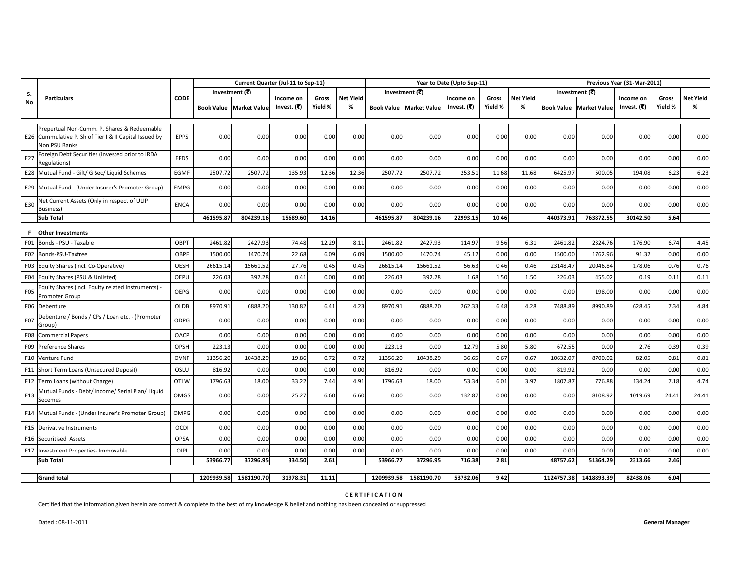| S. No | Particulars | CODE | Current Quarter (Jul-11 to Sep-11) | | | | | Year to Date (Upto Sep-11) | | | | | Previous Year (31-Mar-2011) | | | | |
|---|---|---|---|---|---|---|---|---|---|---|---|---|---|---|---|---|---|
| | | | Investment (₹) | | Income on Invest. (₹) | Gross Yield % | Net Yield % | Investment (₹) | | Income on Invest. (₹) | Gross Yield % | Net Yield % | Investment (₹) | | Income on Invest. (₹) | Gross Yield % | Net Yield % |
| | | | Book Value | Market Value | | | | Book Value | Market Value | | | | Book Value | Market Value | | | |
| E26 | Prepertual Non-Cumm. P. Shares & Redeemable Cummulative P. Sh of Tier I & II Capital Issued by Non PSU Banks | EPPS | 0.00 | 0.00 | 0.00 | 0.00 | 0.00 | 0.00 | 0.00 | 0.00 | 0.00 | 0.00 | 0.00 | 0.00 | 0.00 | 0.00 | 0.00 |
| E27 | Foreign Debt Securities (Invested prior to IRDA Regulations) | EFDS | 0.00 | 0.00 | 0.00 | 0.00 | 0.00 | 0.00 | 0.00 | 0.00 | 0.00 | 0.00 | 0.00 | 0.00 | 0.00 | 0.00 | 0.00 |
| E28 | Mutual Fund - Gilt/ G Sec/ Liquid Schemes | EGMF | 2507.72 | 2507.72 | 135.93 | 12.36 | 12.36 | 2507.72 | 2507.72 | 253.51 | 11.68 | 11.68 | 6425.97 | 500.05 | 194.08 | 6.23 | 6.23 |
| E29 | Mutual Fund - (Under Insurer's Promoter Group) | EMPG | 0.00 | 0.00 | 0.00 | 0.00 | 0.00 | 0.00 | 0.00 | 0.00 | 0.00 | 0.00 | 0.00 | 0.00 | 0.00 | 0.00 | 0.00 |
| E30 | Net Current Assets (Only in respect of ULIP Business) | ENCA | 0.00 | 0.00 | 0.00 | 0.00 | 0.00 | 0.00 | 0.00 | 0.00 | 0.00 | 0.00 | 0.00 | 0.00 | 0.00 | 0.00 | 0.00 |
| | **Sub Total** | | **461595.87** | **804239.16** | **15689.60** | **14.16** | | **461595.87** | **804239.16** | **22993.15** | **10.46** | | **440373.91** | **763872.55** | **30142.50** | **5.64** | |
| **F** | **Other Investments** | | | | | | | | | | | | | | | | |
| F01 | Bonds - PSU - Taxable | OBPT | 2461.82 | 2427.93 | 74.48 | 12.29 | 8.11 | 2461.82 | 2427.93 | 114.97 | 9.56 | 6.31 | 2461.82 | 2324.76 | 176.90 | 6.74 | 4.45 |
| F02 | Bonds-PSU-Taxfree | OBPF | 1500.00 | 1470.74 | 22.68 | 6.09 | 6.09 | 1500.00 | 1470.74 | 45.12 | 0.00 | 0.00 | 1500.00 | 1762.96 | 91.32 | 0.00 | 0.00 |
| F03 | Equity Shares (incl. Co-Operative) | OESH | 26615.14 | 15661.52 | 27.76 | 0.45 | 0.45 | 26615.14 | 15661.52 | 56.63 | 0.46 | 0.46 | 23148.47 | 20046.84 | 178.06 | 0.76 | 0.76 |
| F04 | Equity Shares (PSU & Unlisted) | OEPU | 226.03 | 392.28 | 0.41 | 0.00 | 0.00 | 226.03 | 392.28 | 1.68 | 1.50 | 1.50 | 226.03 | 455.02 | 0.19 | 0.11 | 0.11 |
| F05 | Equity Shares (incl. Equity related Instruments) - Promoter Group | OEPG | 0.00 | 0.00 | 0.00 | 0.00 | 0.00 | 0.00 | 0.00 | 0.00 | 0.00 | 0.00 | 0.00 | 198.00 | 0.00 | 0.00 | 0.00 |
| F06 | Debenture | OLDB | 8970.91 | 6888.20 | 130.82 | 6.41 | 4.23 | 8970.91 | 6888.20 | 262.33 | 6.48 | 4.28 | 7488.89 | 8990.89 | 628.45 | 7.34 | 4.84 |
| F07 | Debenture / Bonds / CPs / Loan etc. - (Promoter Group) | ODPG | 0.00 | 0.00 | 0.00 | 0.00 | 0.00 | 0.00 | 0.00 | 0.00 | 0.00 | 0.00 | 0.00 | 0.00 | 0.00 | 0.00 | 0.00 |
| F08 | Commercial Papers | OACP | 0.00 | 0.00 | 0.00 | 0.00 | 0.00 | 0.00 | 0.00 | 0.00 | 0.00 | 0.00 | 0.00 | 0.00 | 0.00 | 0.00 | 0.00 |
| F09 | Preference Shares | OPSH | 223.13 | 0.00 | 0.00 | 0.00 | 0.00 | 223.13 | 0.00 | 12.79 | 5.80 | 5.80 | 672.55 | 0.00 | 2.76 | 0.39 | 0.39 |
| F10 | Venture Fund | OVNF | 11356.20 | 10438.29 | 19.86 | 0.72 | 0.72 | 11356.20 | 10438.29 | 36.65 | 0.67 | 0.67 | 10632.07 | 8700.02 | 82.05 | 0.81 | 0.81 |
| F11 | Short Term Loans (Unsecured Deposit) | OSLU | 816.92 | 0.00 | 0.00 | 0.00 | 0.00 | 816.92 | 0.00 | 0.00 | 0.00 | 0.00 | 819.92 | 0.00 | 0.00 | 0.00 | 0.00 |
| F12 | Term Loans (without Charge) | OTLW | 1796.63 | 18.00 | 33.22 | 7.44 | 4.91 | 1796.63 | 18.00 | 53.34 | 6.01 | 3.97 | 1807.87 | 776.88 | 134.24 | 7.18 | 4.74 |
| F13 | Mutual Funds - Debt/ Income/ Serial Plan/ Liquid Secemes | OMGS | 0.00 | 0.00 | 25.27 | 6.60 | 6.60 | 0.00 | 0.00 | 132.87 | 0.00 | 0.00 | 0.00 | 8108.92 | 1019.69 | 24.41 | 24.41 |
| F14 | Mutual Funds - (Under Insurer's Promoter Group) | OMPG | 0.00 | 0.00 | 0.00 | 0.00 | 0.00 | 0.00 | 0.00 | 0.00 | 0.00 | 0.00 | 0.00 | 0.00 | 0.00 | 0.00 | 0.00 |
| F15 | Derivative Instruments | OCDI | 0.00 | 0.00 | 0.00 | 0.00 | 0.00 | 0.00 | 0.00 | 0.00 | 0.00 | 0.00 | 0.00 | 0.00 | 0.00 | 0.00 | 0.00 |
| F16 | Securitised Assets | OPSA | 0.00 | 0.00 | 0.00 | 0.00 | 0.00 | 0.00 | 0.00 | 0.00 | 0.00 | 0.00 | 0.00 | 0.00 | 0.00 | 0.00 | 0.00 |
| F17 | Investment Properties- Immovable | OIPI | 0.00 | 0.00 | 0.00 | 0.00 | 0.00 | 0.00 | 0.00 | 0.00 | 0.00 | 0.00 | 0.00 | 0.00 | 0.00 | 0.00 | 0.00 |
| | **Sub Total** | | **53966.77** | **37296.95** | **334.50** | **2.61** | | **53966.77** | **37296.95** | **716.38** | **2.81** | | **48757.62** | **51364.29** | **2313.66** | **2.46** | |
| | **Grand total** | | **1209939.58** | **1581190.70** | **31978.31** | **11.11** | | **1209939.58** | **1581190.70** | **53732.06** | **9.42** | | **1124757.38** | **1418893.39** | **82438.06** | **6.04** | |

**CERTIFICATION**

Certified that the information given herein are correct & complete to the best of my knowledge & belief and nothing has been concealed or suppressed

Dated : 08-11-2011

**General Manager**